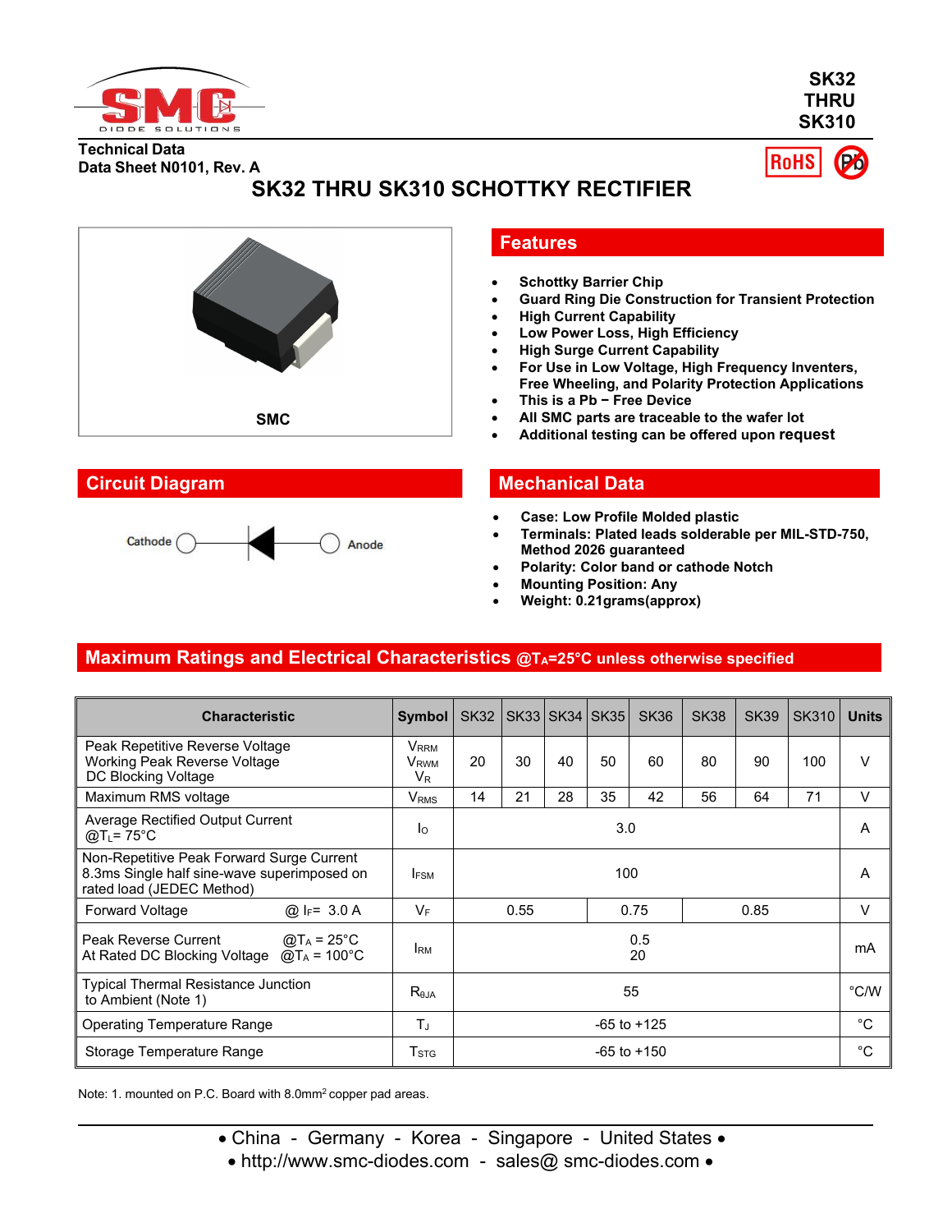**SK32 THRU SK310**

**Technical Data**
**Data Sheet N0101, Rev. A**

# SK32 THRU SK310 SCHOTTKY RECTIFIER

SMC

## Features

- Schottky Barrier Chip
- Guard Ring Die Construction for Transient Protection
- High Current Capability
- Low Power Loss, High Efficiency
- High Surge Current Capability
- For Use in Low Voltage, High Frequency Inventers, Free Wheeling, and Polarity Protection Applications
- This is a Pb − Free Device
- All SMC parts are traceable to the wafer lot
- Additional testing can be offered upon request

## Circuit Diagram

Cathode — Anode

## Mechanical Data

- Case: Low Profile Molded plastic
- Terminals: Plated leads solderable per MIL-STD-750, Method 2026 guaranteed
- Polarity: Color band or cathode Notch
- Mounting Position: Any
- Weight: 0.21grams(approx)

## Maximum Ratings and Electrical Characteristics @$T_A$=25°C unless otherwise specified

| Characteristic | Symbol | SK32 | SK33 | SK34 | SK35 | SK36 | SK38 | SK39 | SK310 | Units |
|---|---|---|---|---|---|---|---|---|---|---|
| Peak Repetitive Reverse Voltage<br>Working Peak Reverse Voltage<br>DC Blocking Voltage | $V_{RRM}$<br>$V_{RWM}$<br>$V_R$ | 20 | 30 | 40 | 50 | 60 | 80 | 90 | 100 | V |
| Maximum RMS voltage | $V_{RMS}$ | 14 | 21 | 28 | 35 | 42 | 56 | 64 | 71 | V |
| Average Rectified Output Current @$T_L$= 75°C | $I_O$ | 3.0 | | | | | | | | A |
| Non-Repetitive Peak Forward Surge Current 8.3ms Single half sine-wave superimposed on rated load (JEDEC Method) | $I_{FSM}$ | 100 | | | | | | | | A |
| Forward Voltage @ $I_F$= 3.0 A | $V_F$ | 0.55 | | | 0.75 | | 0.85 | | | V |
| Peak Reverse Current At Rated DC Blocking Voltage @$T_A$ = 25°C / @$T_A$ = 100°C | $I_{RM}$ | 0.5<br>20 | | | | | | | | mA |
| Typical Thermal Resistance Junction to Ambient (Note 1) | $R_{\theta JA}$ | 55 | | | | | | | | °C/W |
| Operating Temperature Range | $T_J$ | -65 to +125 | | | | | | | | °C |
| Storage Temperature Range | $T_{STG}$ | -65 to +150 | | | | | | | | °C |

Note: 1. mounted on P.C. Board with 8.0mm² copper pad areas.

• China - Germany - Korea - Singapore - United States •
• http://www.smc-diodes.com - sales@ smc-diodes.com •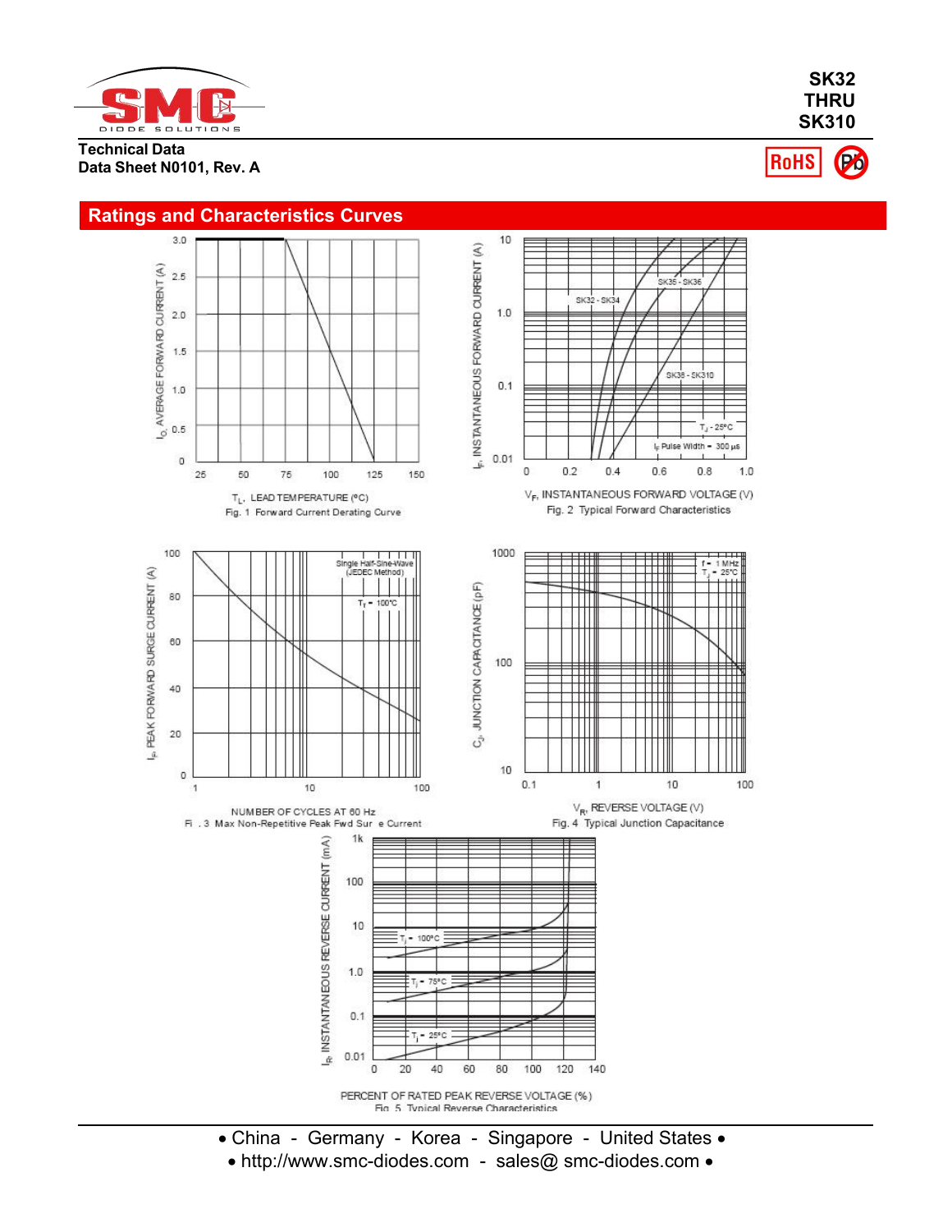# SK32 THRU SK310

**Technical Data**
**Data Sheet N0101, Rev. A**

## Ratings and Characteristics Curves

$I_O$, AVERAGE FORWARD CURRENT (A)

$T_L$, LEAD TEMPERATURE (ºC)

Fig. 1 Forward Current Derating Curve

$I_F$, INSTANTANEOUS FORWARD CURRENT (A)

SK32 - SK34, SK35 - SK36, SK38 - SK310

$T_J$ = 25°C

$I_F$ Pulse Width = 300 μs

$V_F$, INSTANTANEOUS FORWARD VOLTAGE (V)

Fig. 2 Typical Forward Characteristics

$I_{FSM}$, PEAK FORWARD SURGE CURRENT (A)

Single Half-Sine-Wave (JEDEC Method)

$T_T$ = 100°C

NUMBER OF CYCLES AT 60 Hz

Fig. 3 Max Non-Repetitive Peak Fwd Surge Current

$C_J$, JUNCTION CAPACITANCE (pF)

f = 1 MHz
$T_J$ = 25°C

$V_R$, REVERSE VOLTAGE (V)

Fig. 4 Typical Junction Capacitance

$I_R$, INSTANTANEOUS REVERSE CURRENT (mA)

$T_J$ = 100°C
$T_J$ = 75°C
$T_J$ = 25°C

PERCENT OF RATED PEAK REVERSE VOLTAGE (%)

Fig. 5 Typical Reverse Characteristics

• China - Germany - Korea - Singapore - United States •
• http://www.smc-diodes.com - sales@ smc-diodes.com •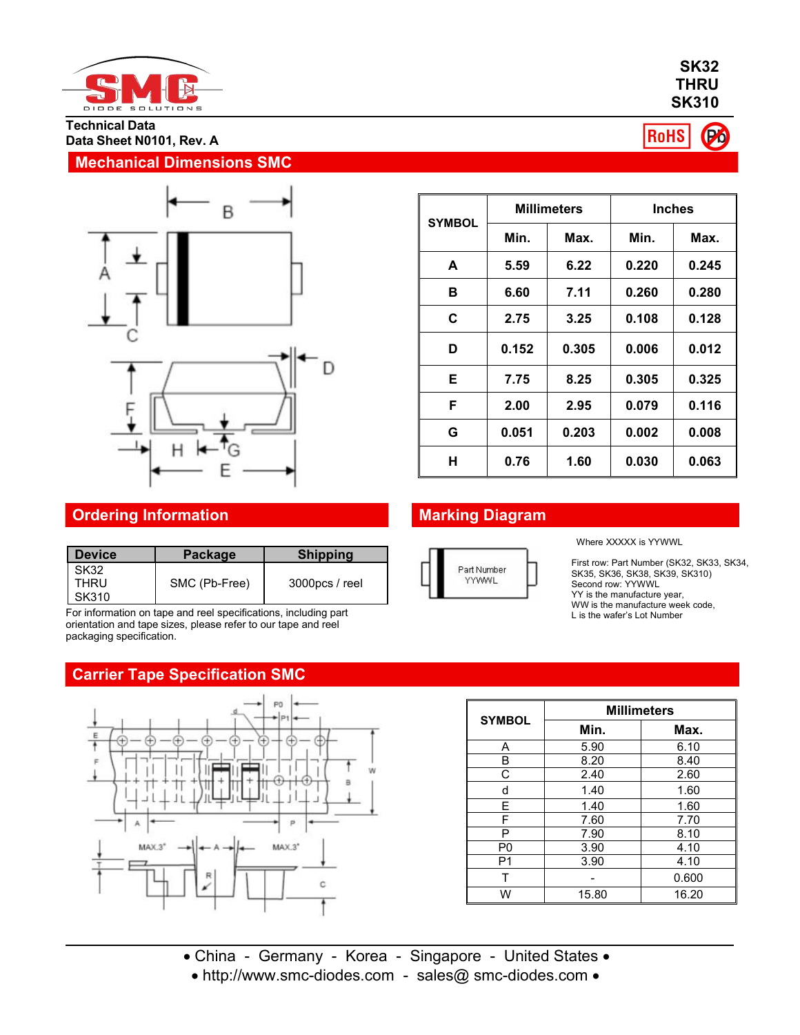SK32
THRU
SK310

Technical Data
Data Sheet N0101, Rev. A

## Mechanical Dimensions SMC

| SYMBOL | Millimeters | | Inches | |
|---|---|---|---|---|
| | Min. | Max. | Min. | Max. |
| A | 5.59 | 6.22 | 0.220 | 0.245 |
| B | 6.60 | 7.11 | 0.260 | 0.280 |
| C | 2.75 | 3.25 | 0.108 | 0.128 |
| D | 0.152 | 0.305 | 0.006 | 0.012 |
| E | 7.75 | 8.25 | 0.305 | 0.325 |
| F | 2.00 | 2.95 | 0.079 | 0.116 |
| G | 0.051 | 0.203 | 0.002 | 0.008 |
| H | 0.76 | 1.60 | 0.030 | 0.063 |

## Ordering Information

| Device | Package | Shipping |
|---|---|---|
| SK32 THRU SK310 | SMC (Pb-Free) | 3000pcs / reel |

For information on tape and reel specifications, including part orientation and tape sizes, please refer to our tape and reel packaging specification.

## Marking Diagram

Part Number
YYWWL

Where XXXXX is YYWWL

First row: Part Number (SK32, SK33, SK34, SK35, SK36, SK38, SK39, SK310)
Second row: YYWWL
YY is the manufacture year,
WW is the manufacture week code,
L is the wafer's Lot Number

## Carrier Tape Specification SMC

| SYMBOL | Millimeters | |
|---|---|---|
| | Min. | Max. |
| A | 5.90 | 6.10 |
| B | 8.20 | 8.40 |
| C | 2.40 | 2.60 |
| d | 1.40 | 1.60 |
| E | 1.40 | 1.60 |
| F | 7.60 | 7.70 |
| P | 7.90 | 8.10 |
| P0 | 3.90 | 4.10 |
| P1 | 3.90 | 4.10 |
| T | - | 0.600 |
| W | 15.80 | 16.20 |

• China - Germany - Korea - Singapore - United States •
• http://www.smc-diodes.com - sales@ smc-diodes.com •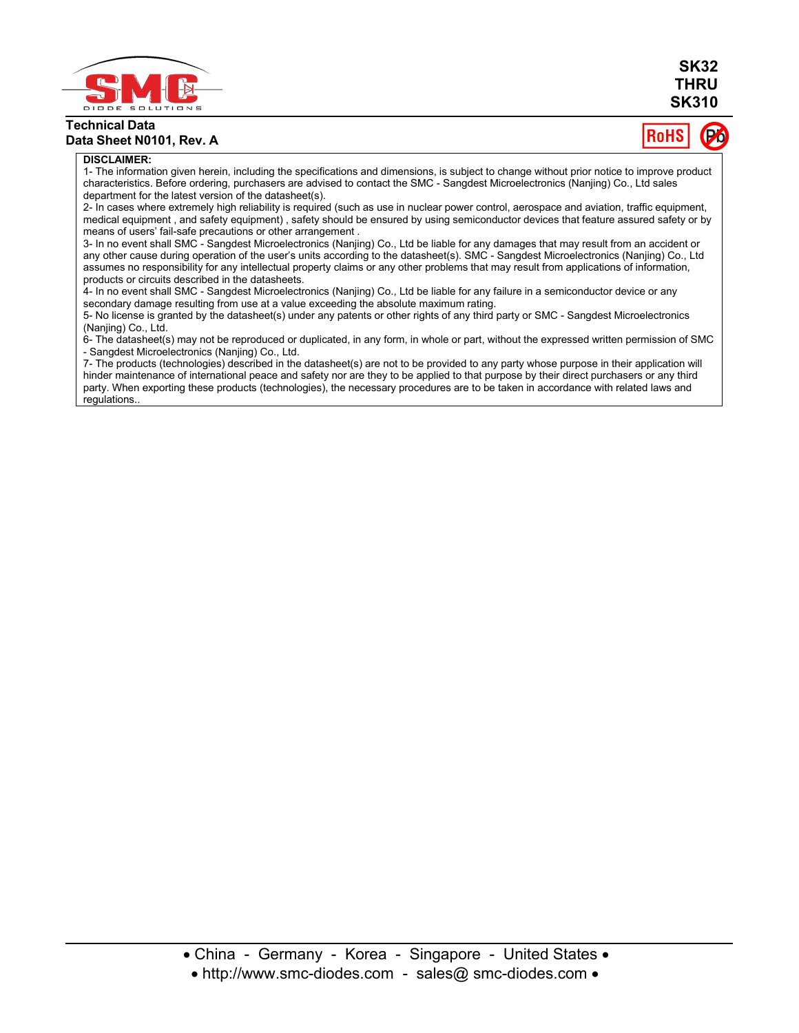**Technical Data**
**Data Sheet N0101, Rev. A**

**DISCLAIMER:**

1- The information given herein, including the specifications and dimensions, is subject to change without prior notice to improve product characteristics. Before ordering, purchasers are advised to contact the SMC - Sangdest Microelectronics (Nanjing) Co., Ltd sales department for the latest version of the datasheet(s).

2- In cases where extremely high reliability is required (such as use in nuclear power control, aerospace and aviation, traffic equipment, medical equipment , and safety equipment) , safety should be ensured by using semiconductor devices that feature assured safety or by means of users' fail-safe precautions or other arrangement .

3- In no event shall SMC - Sangdest Microelectronics (Nanjing) Co., Ltd be liable for any damages that may result from an accident or any other cause during operation of the user's units according to the datasheet(s). SMC - Sangdest Microelectronics (Nanjing) Co., Ltd assumes no responsibility for any intellectual property claims or any other problems that may result from applications of information, products or circuits described in the datasheets.

4- In no event shall SMC - Sangdest Microelectronics (Nanjing) Co., Ltd be liable for any failure in a semiconductor device or any secondary damage resulting from use at a value exceeding the absolute maximum rating.

5- No license is granted by the datasheet(s) under any patents or other rights of any third party or SMC - Sangdest Microelectronics (Nanjing) Co., Ltd.

6- The datasheet(s) may not be reproduced or duplicated, in any form, in whole or part, without the expressed written permission of SMC - Sangdest Microelectronics (Nanjing) Co., Ltd.

7- The products (technologies) described in the datasheet(s) are not to be provided to any party whose purpose in their application will hinder maintenance of international peace and safety nor are they to be applied to that purpose by their direct purchasers or any third party. When exporting these products (technologies), the necessary procedures are to be taken in accordance with related laws and regulations..